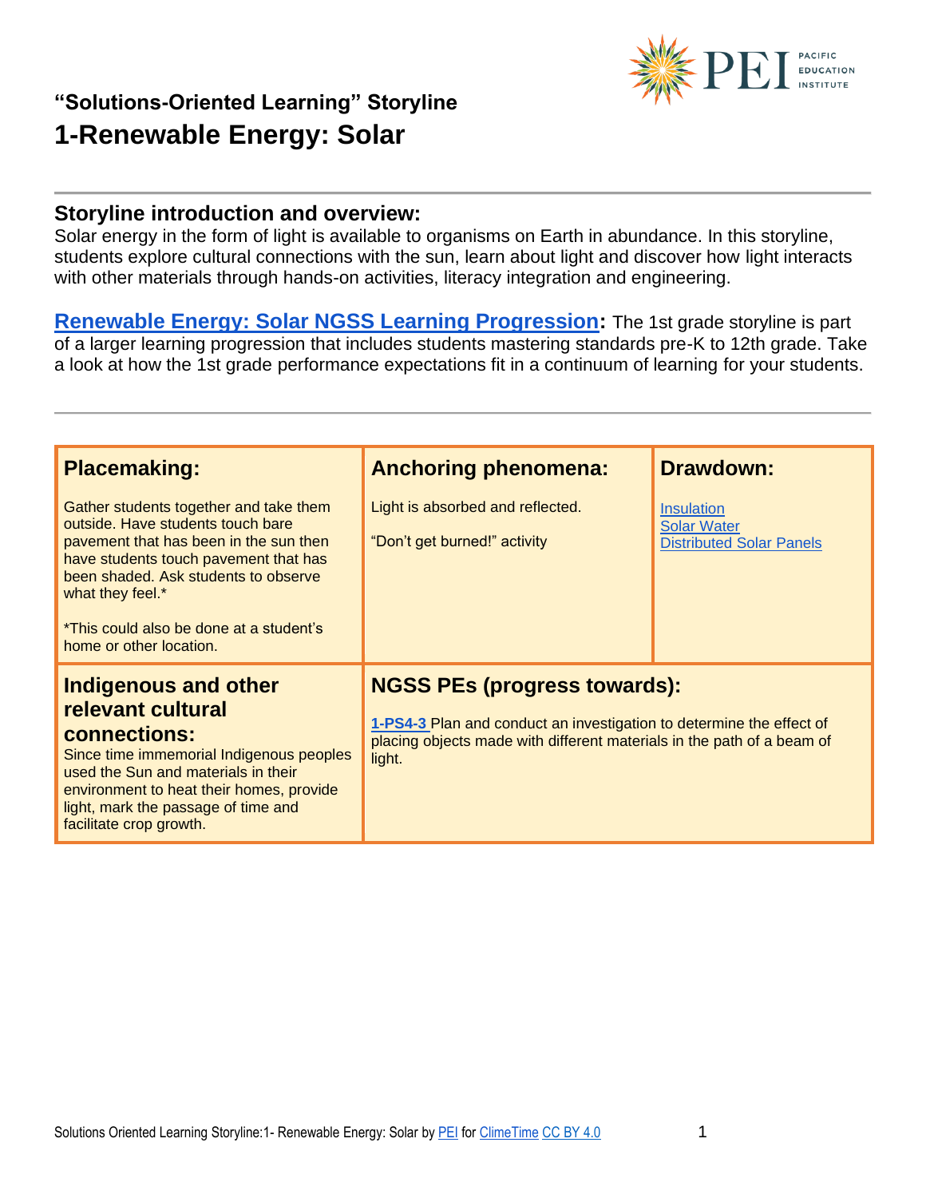## "Solutions-Oriented Learning" Storyline

# 1-Renewable Energy: Solar

### Storyline introduction and overview:

Solar energy in the form of light is available to organisms on Earth in abundance. In this storyline, students explore cultural connections with the sun, learn about light and discover how light interacts with other materials through hands-on activities, literacy integration and engineering.

**Renewable Energy: Solar NGSS Learning Progression:** The 1st grade storyline is part of a larger learning progression that includes students mastering standards pre-K to 12th grade. Take a look at how the 1st grade performance expectations fit in a continuum of learning for your students.

| Placemaking: | Anchoring phenomena: | Drawdown: |
|---|---|---|
| Gather students together and take them outside. Have students touch bare pavement that has been in the sun then have students touch pavement that has been shaded. Ask students to observe what they feel.* <br><br> *This could also be done at a student's home or other location. | Light is absorbed and reflected. <br><br> "Don't get burned!" activity | Insulation <br> Solar Water <br> Distributed Solar Panels |

| Indigenous and other relevant cultural connections: | NGSS PEs (progress towards): |
|---|---|
| Since time immemorial Indigenous peoples used the Sun and materials in their environment to heat their homes, provide light, mark the passage of time and facilitate crop growth. | **1-PS4-3** Plan and conduct an investigation to determine the effect of placing objects made with different materials in the path of a beam of light. |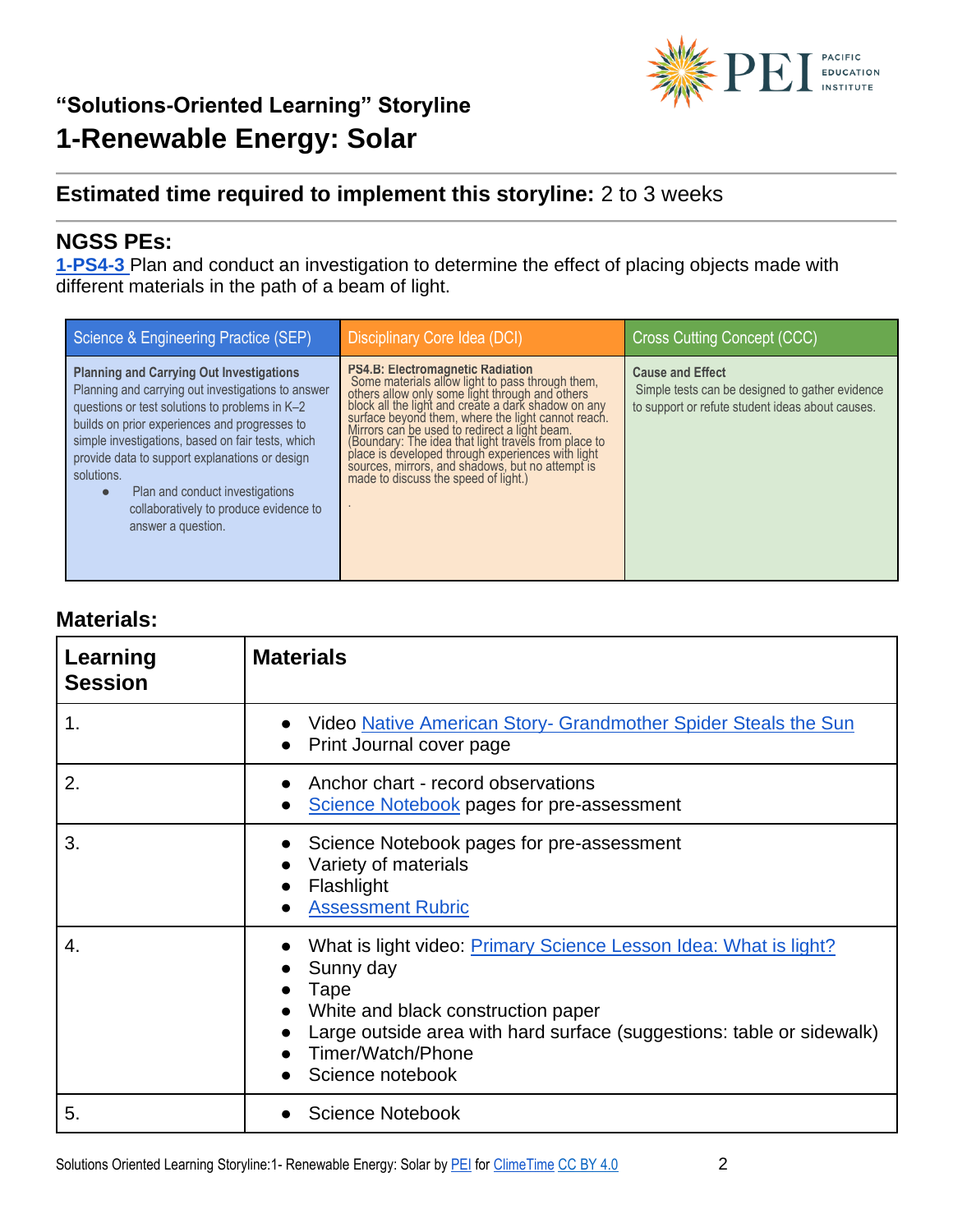### "Solutions-Oriented Learning" Storyline

# 1-Renewable Energy: Solar

---

## Estimated time required to implement this storyline: 2 to 3 weeks

---

## NGSS PEs:

[1-PS4-3](#) Plan and conduct an investigation to determine the effect of placing objects made with different materials in the path of a beam of light.

| Science & Engineering Practice (SEP) | Disciplinary Core Idea (DCI) | Cross Cutting Concept (CCC) |
|---|---|---|
| **Planning and Carrying Out Investigations**<br>Planning and carrying out investigations to answer questions or test solutions to problems in K–2 builds on prior experiences and progresses to simple investigations, based on fair tests, which provide data to support explanations or design solutions.<br>● Plan and conduct investigations collaboratively to produce evidence to answer a question. | **PS4.B: Electromagnetic Radiation**<br>Some materials allow light to pass through them, others allow only some light through and others block all the light and create a dark shadow on any surface beyond them, where the light cannot reach. Mirrors can be used to redirect a light beam. (Boundary: The idea that light travels from place to place is developed through experiences with light sources, mirrors, and shadows, but no attempt is made to discuss the speed of light.)<br>. | **Cause and Effect**<br>Simple tests can be designed to gather evidence to support or refute student ideas about causes. |

## Materials:

| Learning Session | Materials |
|---|---|
| 1. | ● Video [Native American Story- Grandmother Spider Steals the Sun](#)<br>● Print Journal cover page |
| 2. | ● Anchor chart - record observations<br>● [Science Notebook](#) pages for pre-assessment |
| 3. | ● Science Notebook pages for pre-assessment<br>● Variety of materials<br>● Flashlight<br>● [Assessment Rubric](#) |
| 4. | ● What is light video: [Primary Science Lesson Idea: What is light?](#)<br>● Sunny day<br>● Tape<br>● White and black construction paper<br>● Large outside area with hard surface (suggestions: table or sidewalk)<br>● Timer/Watch/Phone<br>● Science notebook |
| 5. | ● Science Notebook |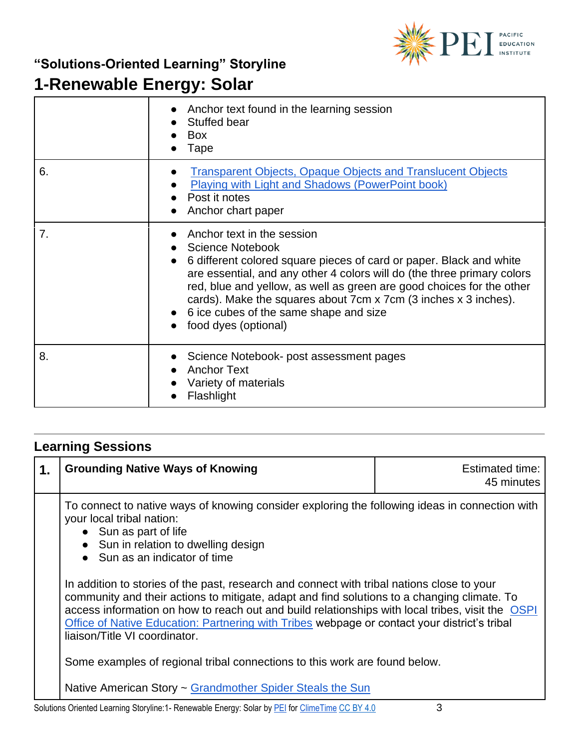# "Solutions-Oriented Learning" Storyline

# 1-Renewable Energy: Solar

| | |
|---|---|
| | <ul><li>Anchor text found in the learning session</li><li>Stuffed bear</li><li>Box</li><li>Tape</li></ul> |
| 6. | <ul><li>[Transparent Objects, Opaque Objects and Translucent Objects]</li><li>[Playing with Light and Shadows (PowerPoint book)]</li><li>Post it notes</li><li>Anchor chart paper</li></ul> |
| 7. | <ul><li>Anchor text in the session</li><li>Science Notebook</li><li>6 different colored square pieces of card or paper. Black and white are essential, and any other 4 colors will do (the three primary colors red, blue and yellow, as well as green are good choices for the other cards). Make the squares about 7cm x 7cm (3 inches x 3 inches).</li><li>6 ice cubes of the same shape and size</li><li>food dyes (optional)</li></ul> |
| 8. | <ul><li>Science Notebook- post assessment pages</li><li>Anchor Text</li><li>Variety of materials</li><li>Flashlight</li></ul> |

## Learning Sessions

| 1. | Grounding Native Ways of Knowing | Estimated time: 45 minutes |
|---|---|---|
| | To connect to native ways of knowing consider exploring the following ideas in connection with your local tribal nation:<ul><li>Sun as part of life</li><li>Sun in relation to dwelling design</li><li>Sun as an indicator of time</li></ul>In addition to stories of the past, research and connect with tribal nations close to your community and their actions to mitigate, adapt and find solutions to a changing climate. To access information on how to reach out and build relationships with local tribes, visit the [OSPI Office of Native Education: Partnering with Tribes] webpage or contact your district's tribal liaison/Title VI coordinator.<br><br>Some examples of regional tribal connections to this work are found below.<br><br>Native American Story ~ [Grandmother Spider Steals the Sun] | |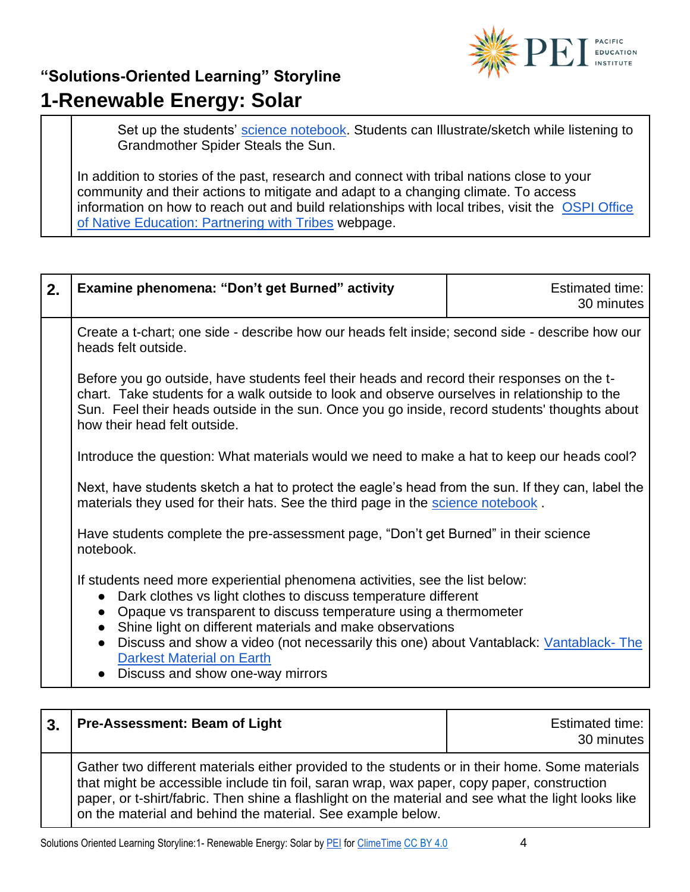Set up the students' science notebook. Students can Illustrate/sketch while listening to Grandmother Spider Steals the Sun.

In addition to stories of the past, research and connect with tribal nations close to your community and their actions to mitigate and adapt to a changing climate. To access information on how to reach out and build relationships with local tribes, visit the OSPI Office of Native Education: Partnering with Tribes webpage.

| 2. | **Examine phenomena: "Don't get Burned" activity** | Estimated time: 30 minutes |
|---|---|---|

Create a t-chart; one side - describe how our heads felt inside; second side - describe how our heads felt outside.

Before you go outside, have students feel their heads and record their responses on the t-chart. Take students for a walk outside to look and observe ourselves in relationship to the Sun. Feel their heads outside in the sun. Once you go inside, record students' thoughts about how their head felt outside.

Introduce the question: What materials would we need to make a hat to keep our heads cool?

Next, have students sketch a hat to protect the eagle's head from the sun. If they can, label the materials they used for their hats. See the third page in the science notebook .

Have students complete the pre-assessment page, "Don't get Burned" in their science notebook.

If students need more experiential phenomena activities, see the list below:

- Dark clothes vs light clothes to discuss temperature different
- Opaque vs transparent to discuss temperature using a thermometer
- Shine light on different materials and make observations
- Discuss and show a video (not necessarily this one) about Vantablack: Vantablack- The Darkest Material on Earth
- Discuss and show one-way mirrors

| 3. | **Pre-Assessment: Beam of Light** | Estimated time: 30 minutes |
|---|---|---|

Gather two different materials either provided to the students or in their home. Some materials that might be accessible include tin foil, saran wrap, wax paper, copy paper, construction paper, or t-shirt/fabric. Then shine a flashlight on the material and see what the light looks like on the material and behind the material. See example below.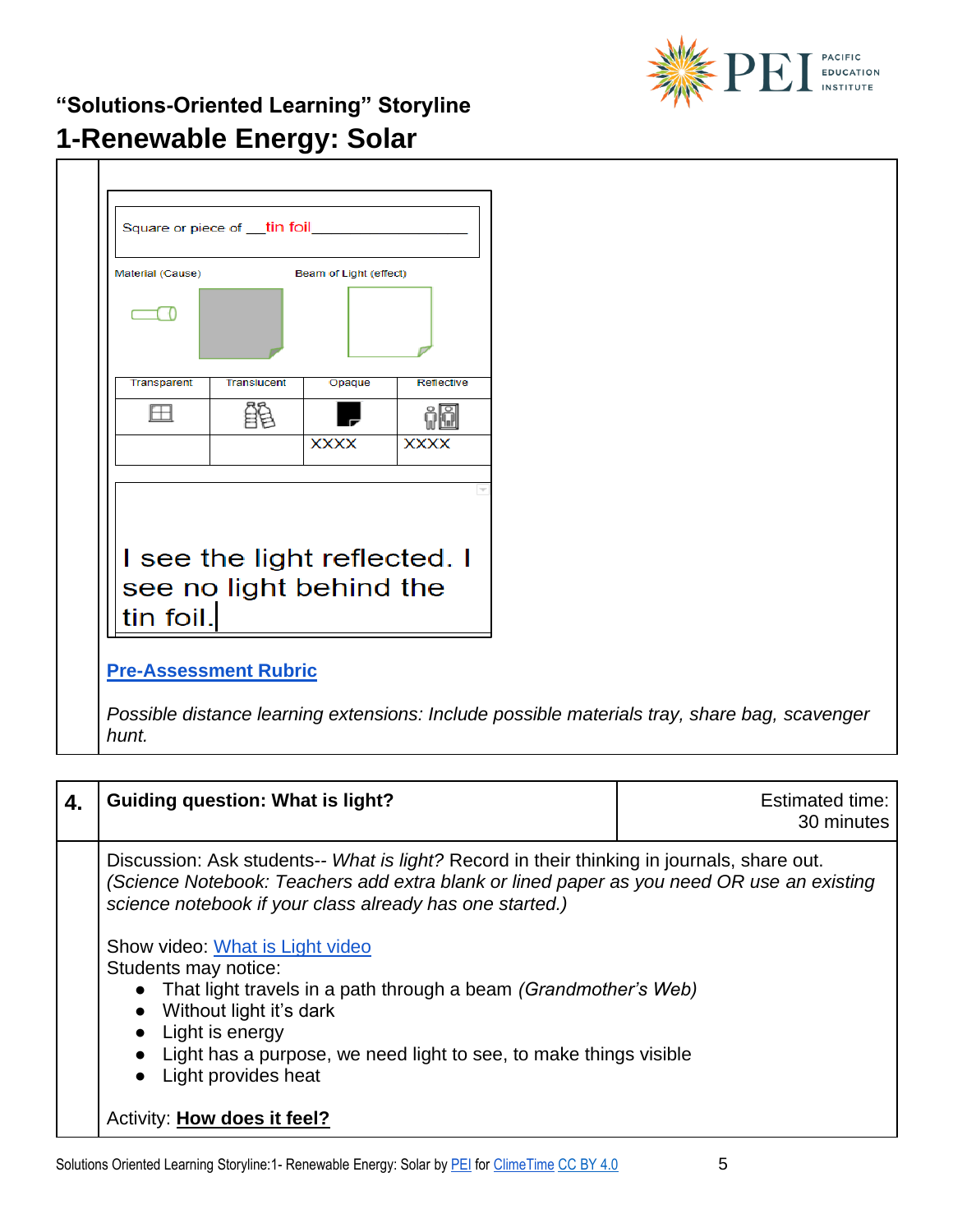## "Solutions-Oriented Learning" Storyline

# 1-Renewable Energy: Solar

Square or piece of __tin foil__________________

Material (Cause) Beam of Light (effect)

| Transparent | Translucent | Opaque | Reflective |
|---|---|---|---|
| | | | |
| | | XXXX | XXXX |

I see the light reflected. I see no light behind the tin foil.

**Pre-Assessment Rubric**

*Possible distance learning extensions: Include possible materials tray, share bag, scavenger hunt.*

| 4. | Guiding question: What is light? | Estimated time: 30 minutes |
|---|---|---|

Discussion: Ask students-- *What is light?* Record in their thinking in journals, share out. *(Science Notebook: Teachers add extra blank or lined paper as you need OR use an existing science notebook if your class already has one started.)*

Show video: What is Light video

Students may notice:

- That light travels in a path through a beam *(Grandmother's Web)*
- Without light it's dark
- Light is energy
- Light has a purpose, we need light to see, to make things visible
- Light provides heat

Activity: **How does it feel?**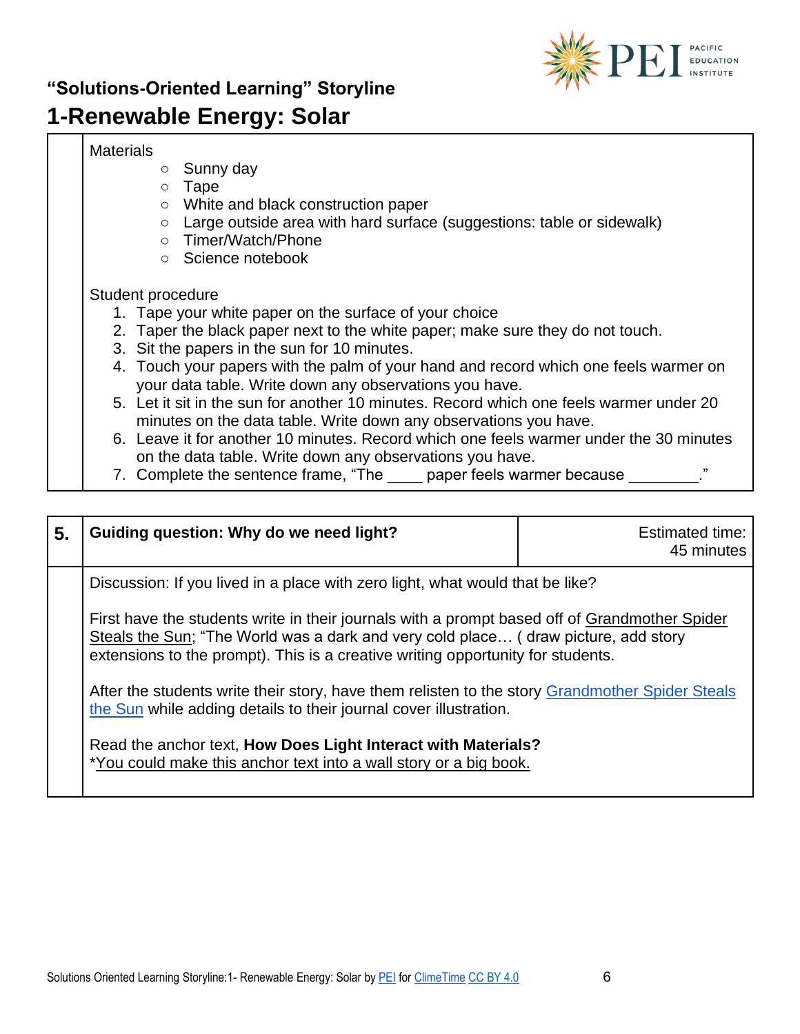Materials

- Sunny day
- Tape
- White and black construction paper
- Large outside area with hard surface (suggestions: table or sidewalk)
- Timer/Watch/Phone
- Science notebook

Student procedure

1. Tape your white paper on the surface of your choice
2. Taper the black paper next to the white paper; make sure they do not touch.
3. Sit the papers in the sun for 10 minutes.
4. Touch your papers with the palm of your hand and record which one feels warmer on your data table. Write down any observations you have.
5. Let it sit in the sun for another 10 minutes. Record which one feels warmer under 20 minutes on the data table. Write down any observations you have.
6. Leave it for another 10 minutes. Record which one feels warmer under the 30 minutes on the data table. Write down any observations you have.
7. Complete the sentence frame, "The ____ paper feels warmer because ________."

| 5. | **Guiding question: Why do we need light?** | Estimated time: 45 minutes |
|---|---|---|

Discussion: If you lived in a place with zero light, what would that be like?

First have the students write in their journals with a prompt based off of Grandmother Spider Steals the Sun; "The World was a dark and very cold place… ( draw picture, add story extensions to the prompt). This is a creative writing opportunity for students.

After the students write their story, have them relisten to the story Grandmother Spider Steals the Sun while adding details to their journal cover illustration.

Read the anchor text, **How Does Light Interact with Materials?**
*You could make this anchor text into a wall story or a big book.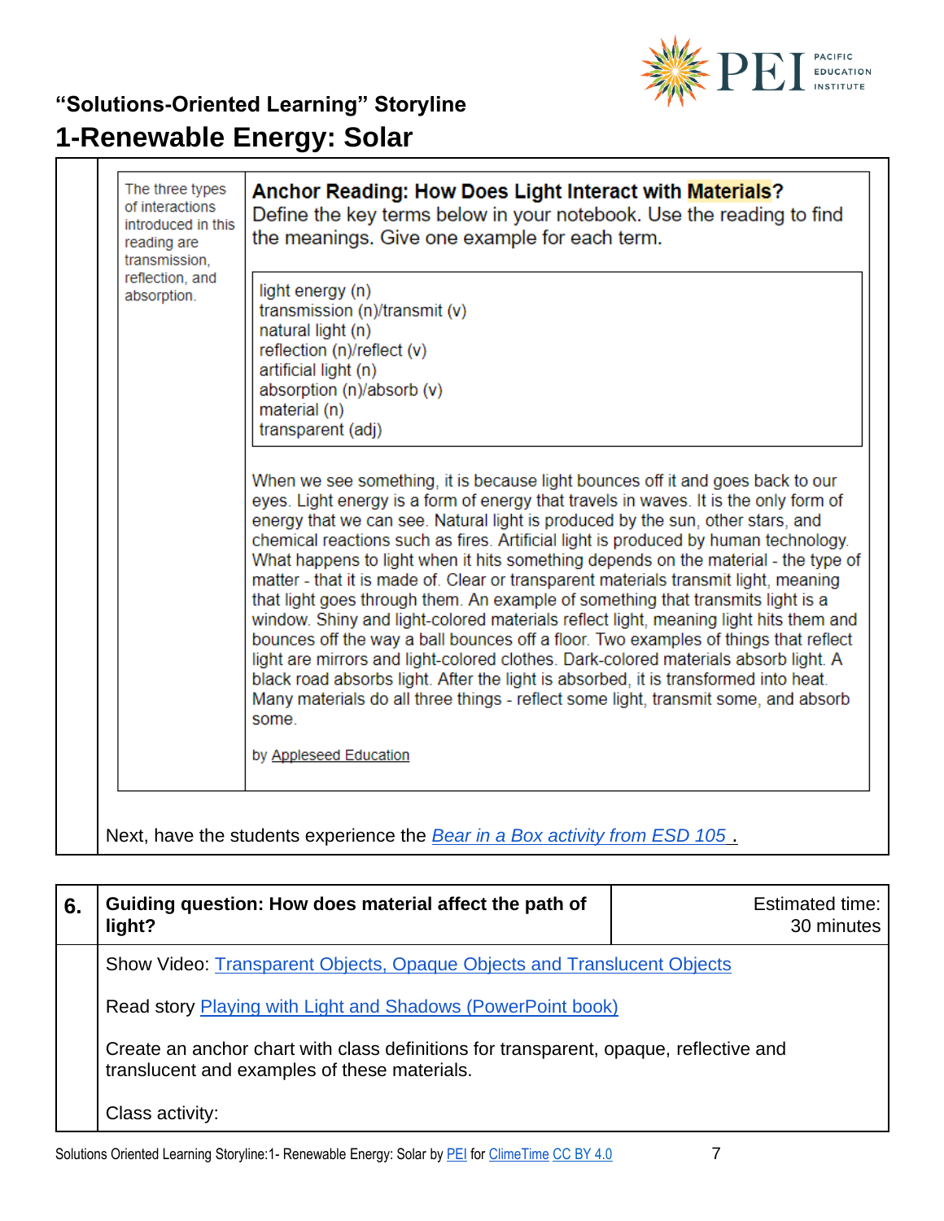## "Solutions-Oriented Learning" Storyline

# 1-Renewable Energy: Solar

| | |
|---|---|
| The three types of interactions introduced in this reading are transmission, reflection, and absorption. | **Anchor Reading: How Does Light Interact with Materials?**<br>Define the key terms below in your notebook. Use the reading to find the meanings. Give one example for each term.<br><br>light energy (n)<br>transmission (n)/transmit (v)<br>natural light (n)<br>reflection (n)/reflect (v)<br>artificial light (n)<br>absorption (n)/absorb (v)<br>material (n)<br>transparent (adj)<br><br>When we see something, it is because light bounces off it and goes back to our eyes. Light energy is a form of energy that travels in waves. It is the only form of energy that we can see. Natural light is produced by the sun, other stars, and chemical reactions such as fires. Artificial light is produced by human technology. What happens to light when it hits something depends on the material - the type of matter - that it is made of. Clear or transparent materials transmit light, meaning that light goes through them. An example of something that transmits light is a window. Shiny and light-colored materials reflect light, meaning light hits them and bounces off the way a ball bounces off a floor. Two examples of things that reflect light are mirrors and light-colored clothes. Dark-colored materials absorb light. A black road absorbs light. After the light is absorbed, it is transformed into heat. Many materials do all three things - reflect some light, transmit some, and absorb some.<br><br>by Appleseed Education |

Next, have the students experience the *Bear in a Box activity from ESD 105*.

| 6. | **Guiding question: How does material affect the path of light?** | Estimated time: 30 minutes |
|---|---|---|
| | Show Video: Transparent Objects, Opaque Objects and Translucent Objects<br><br>Read story Playing with Light and Shadows (PowerPoint book)<br><br>Create an anchor chart with class definitions for transparent, opaque, reflective and translucent and examples of these materials.<br><br>Class activity: | |

Solutions Oriented Learning Storyline:1- Renewable Energy: Solar by PEI for ClimeTime CC BY 4.0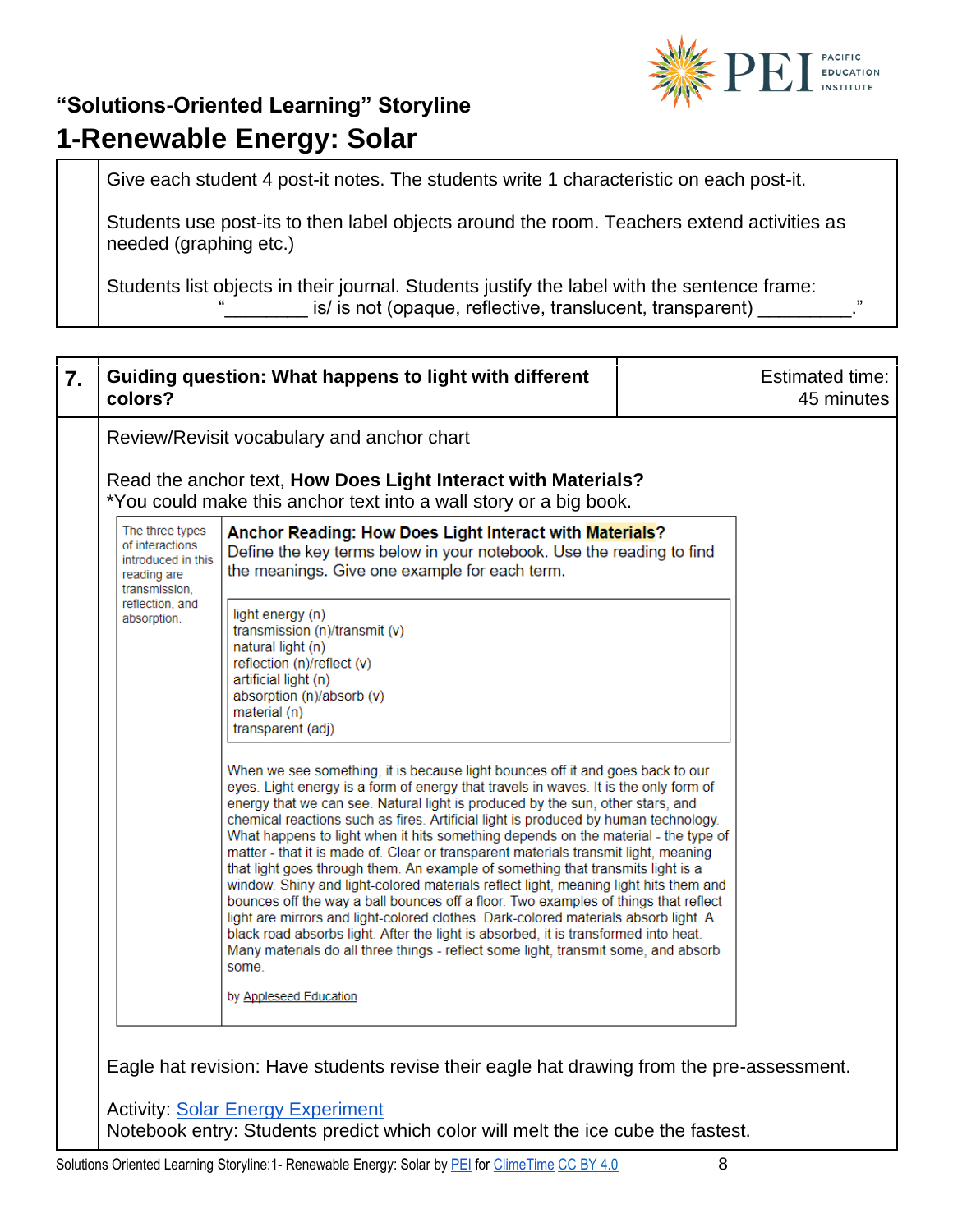## "Solutions-Oriented Learning" Storyline

# 1-Renewable Energy: Solar

| | |
|---|---|
| | Give each student 4 post-it notes. The students write 1 characteristic on each post-it.<br><br>Students use post-its to then label objects around the room. Teachers extend activities as needed (graphing etc.)<br><br>Students list objects in their journal. Students justify the label with the sentence frame: "________ is/ is not (opaque, reflective, translucent, transparent) _________." |

| 7. | Guiding question: What happens to light with different colors? | Estimated time: 45 minutes |
|---|---|---|

Review/Revisit vocabulary and anchor chart

Read the anchor text, **How Does Light Interact with Materials?**
*You could make this anchor text into a wall story or a big book.

| | |
|---|---|
| The three types of interactions introduced in this reading are transmission, reflection, and absorption. | **Anchor Reading: How Does Light Interact with Materials?**<br>Define the key terms below in your notebook. Use the reading to find the meanings. Give one example for each term.<br><br>light energy (n)<br>transmission (n)/transmit (v)<br>natural light (n)<br>reflection (n)/reflect (v)<br>artificial light (n)<br>absorption (n)/absorb (v)<br>material (n)<br>transparent (adj)<br><br>When we see something, it is because light bounces off it and goes back to our eyes. Light energy is a form of energy that travels in waves. It is the only form of energy that we can see. Natural light is produced by the sun, other stars, and chemical reactions such as fires. Artificial light is produced by human technology. What happens to light when it hits something depends on the material - the type of matter - that it is made of. Clear or transparent materials transmit light, meaning that light goes through them. An example of something that transmits light is a window. Shiny and light-colored materials reflect light, meaning light hits them and bounces off the way a ball bounces off a floor. Two examples of things that reflect light are mirrors and light-colored clothes. Dark-colored materials absorb light. A black road absorbs light. After the light is absorbed, it is transformed into heat. Many materials do all three things - reflect some light, transmit some, and absorb some.<br><br>by Appleseed Education |

Eagle hat revision: Have students revise their eagle hat drawing from the pre-assessment.

Activity: Solar Energy Experiment
Notebook entry: Students predict which color will melt the ice cube the fastest.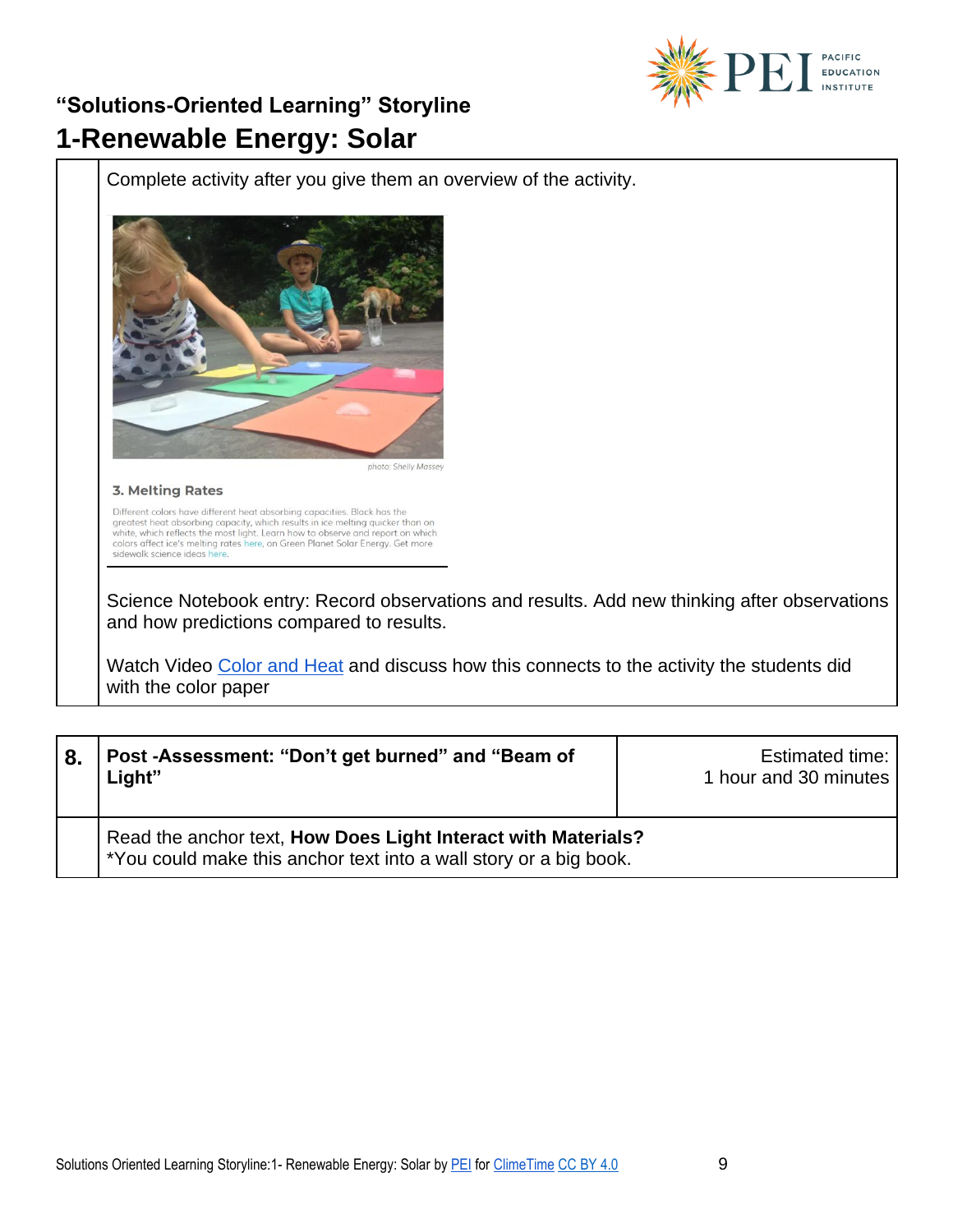## "Solutions-Oriented Learning" Storyline

# 1-Renewable Energy: Solar

| | |
|---|---|
| | Complete activity after you give them an overview of the activity.<br><br>photo: Shelly Massey<br><br>**3. Melting Rates**<br><br>Different colors have different heat absorbing capacities. Black has the greatest heat absorbing capacity, which results in ice melting quicker than on white, which reflects the most light. Learn how to observe and report on which colors affect ice's melting rates here, on Green Planet Solar Energy. Get more sidewalk science ideas here.<br><br>Science Notebook entry: Record observations and results. Add new thinking after observations and how predictions compared to results.<br><br>Watch Video Color and Heat and discuss how this connects to the activity the students did with the color paper |

| **8.** | **Post -Assessment: "Don't get burned" and "Beam of Light"** | Estimated time: 1 hour and 30 minutes |
|---|---|---|
| | Read the anchor text, **How Does Light Interact with Materials?**<br>*You could make this anchor text into a wall story or a big book. | |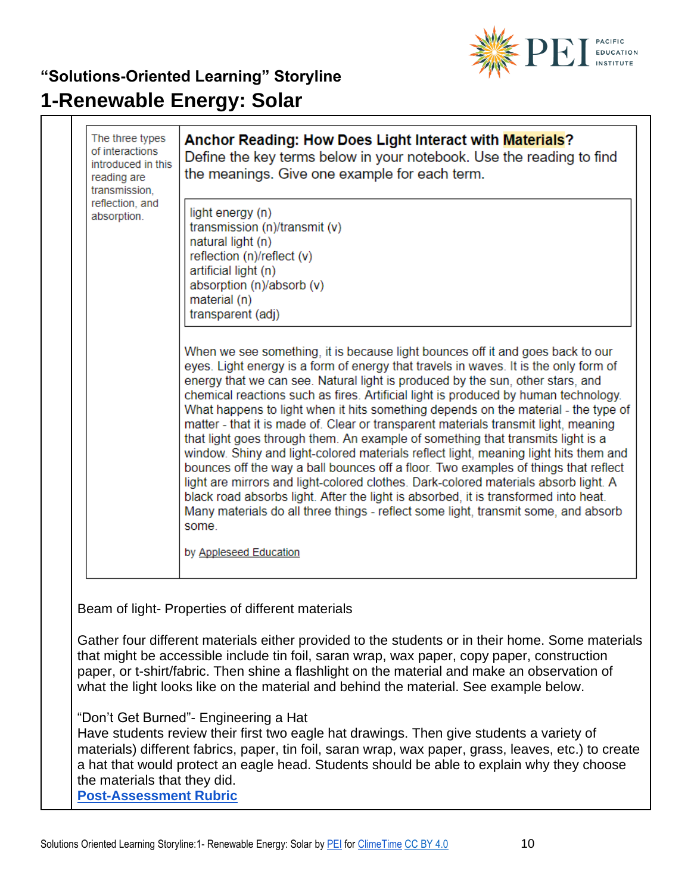## "Solutions-Oriented Learning" Storyline

# 1-Renewable Energy: Solar

| The three types of interactions introduced in this reading are transmission, reflection, and absorption. | **Anchor Reading: How Does Light Interact with Materials?** Define the key terms below in your notebook. Use the reading to find the meanings. Give one example for each term.<br><br>light energy (n)<br>transmission (n)/transmit (v)<br>natural light (n)<br>reflection (n)/reflect (v)<br>artificial light (n)<br>absorption (n)/absorb (v)<br>material (n)<br>transparent (adj)<br><br>When we see something, it is because light bounces off it and goes back to our eyes. Light energy is a form of energy that travels in waves. It is the only form of energy that we can see. Natural light is produced by the sun, other stars, and chemical reactions such as fires. Artificial light is produced by human technology. What happens to light when it hits something depends on the material - the type of matter - that it is made of. Clear or transparent materials transmit light, meaning that light goes through them. An example of something that transmits light is a window. Shiny and light-colored materials reflect light, meaning light hits them and bounces off the way a ball bounces off a floor. Two examples of things that reflect light are mirrors and light-colored clothes. Dark-colored materials absorb light. A black road absorbs light. After the light is absorbed, it is transformed into heat. Many materials do all three things - reflect some light, transmit some, and absorb some.<br><br>by Appleseed Education |
|---|---|

Beam of light- Properties of different materials

Gather four different materials either provided to the students or in their home. Some materials that might be accessible include tin foil, saran wrap, wax paper, copy paper, construction paper, or t-shirt/fabric. Then shine a flashlight on the material and make an observation of what the light looks like on the material and behind the material. See example below.

"Don't Get Burned"- Engineering a Hat
Have students review their first two eagle hat drawings. Then give students a variety of materials) different fabrics, paper, tin foil, saran wrap, wax paper, grass, leaves, etc.) to create a hat that would protect an eagle head. Students should be able to explain why they choose the materials that they did.

**Post-Assessment Rubric**

Solutions Oriented Learning Storyline:1- Renewable Energy: Solar by PEI for ClimeTime CC BY 4.0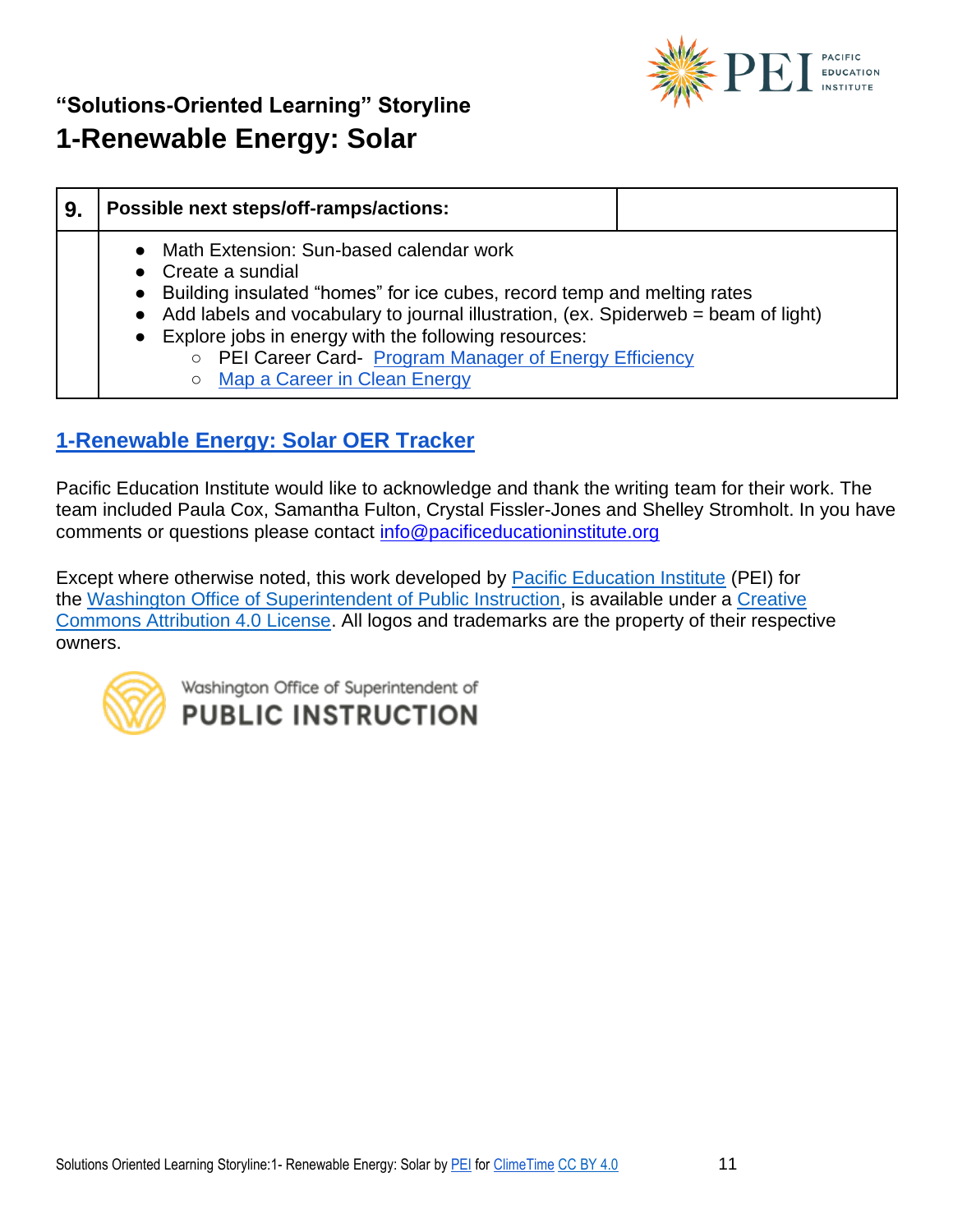# "Solutions-Oriented Learning" Storyline

# 1-Renewable Energy: Solar

| 9. | Possible next steps/off-ramps/actions: | |
|---|---|---|
| | <ul><li>Math Extension: Sun-based calendar work</li><li>Create a sundial</li><li>Building insulated "homes" for ice cubes, record temp and melting rates</li><li>Add labels and vocabulary to journal illustration, (ex. Spiderweb = beam of light)</li><li>Explore jobs in energy with the following resources:<ul><li>PEI Career Card- Program Manager of Energy Efficiency</li><li>Map a Career in Clean Energy</li></ul></li></ul> | |

## 1-Renewable Energy: Solar OER Tracker

Pacific Education Institute would like to acknowledge and thank the writing team for their work. The team included Paula Cox, Samantha Fulton, Crystal Fissler-Jones and Shelley Stromholt. In you have comments or questions please contact info@pacificeducationinstitute.org

Except where otherwise noted, this work developed by Pacific Education Institute (PEI) for the Washington Office of Superintendent of Public Instruction, is available under a Creative Commons Attribution 4.0 License. All logos and trademarks are the property of their respective owners.

Washington Office of Superintendent of PUBLIC INSTRUCTION